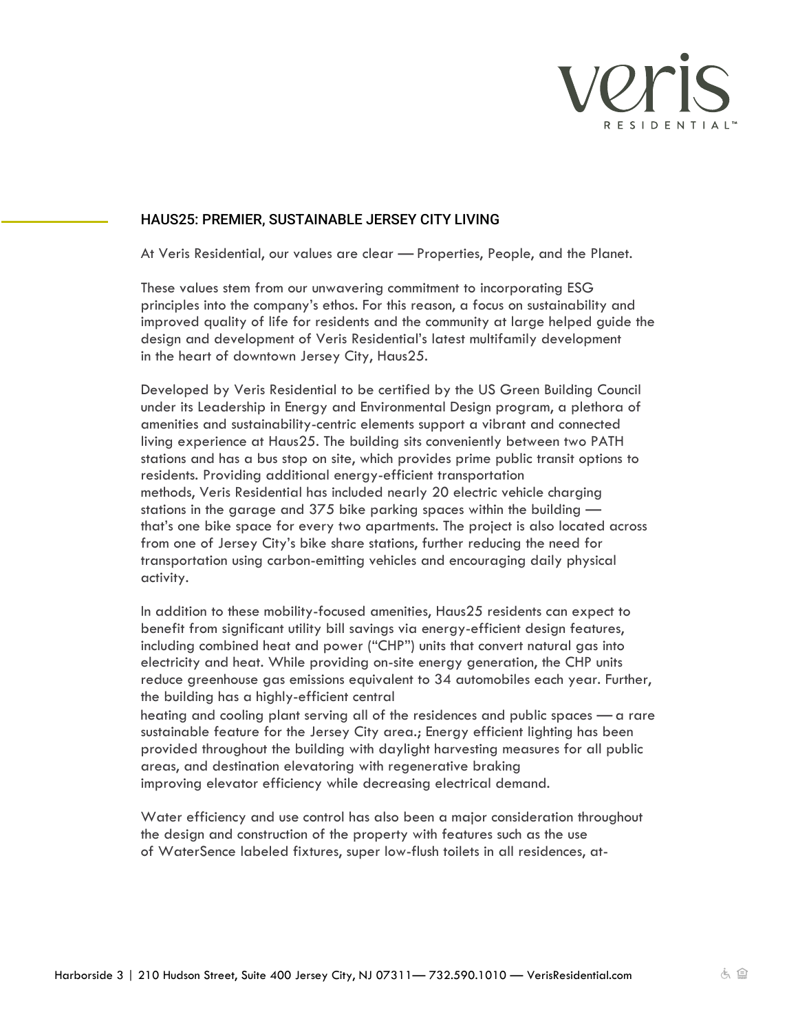## HAUS25: PREMIER, SUSTAINABLE JERSEY CITY LIVING

At Veris Residential, our values are clear — Properties, People, and the Planet.

These values stem from our unwavering commitment to incorporating ESG principles into the company's ethos. For this reason, a focus on sustainability and improved quality of life for residents and the community at large helped guide the design and development of Veris Residential's latest multifamily development in the heart of downtown Jersey City, Haus25.

Developed by Veris Residential to be certified by the US Green Building Council under its Leadership in Energy and Environmental Design program, a plethora of amenities and sustainability-centric elements support a vibrant and connected living experience at Haus25. The building sits conveniently between two PATH stations and has a bus stop on site, which provides prime public transit options to residents. Providing additional energy-efficient transportation methods, Veris Residential has included nearly 20 electric vehicle charging stations in the garage and 375 bike parking spaces within the building — that's one bike space for every two apartments. The project is also located across from one of Jersey City's bike share stations, further reducing the need for transportation using carbon-emitting vehicles and encouraging daily physical activity.

In addition to these mobility-focused amenities, Haus25 residents can expect to benefit from significant utility bill savings via energy-efficient design features, including combined heat and power ("CHP") units that convert natural gas into electricity and heat. While providing on-site energy generation, the CHP units reduce greenhouse gas emissions equivalent to 34 automobiles each year. Further, the building has a highly-efficient central heating and cooling plant serving all of the residences and public spaces — a rare sustainable feature for the Jersey City area.; Energy efficient lighting has been provided throughout the building with daylight harvesting measures for all public areas, and destination elevatoring with regenerative braking improving elevator efficiency while decreasing electrical demand.

Water efficiency and use control has also been a major consideration throughout the design and construction of the property with features such as the use of WaterSence labeled fixtures, super low-flush toilets in all residences, at-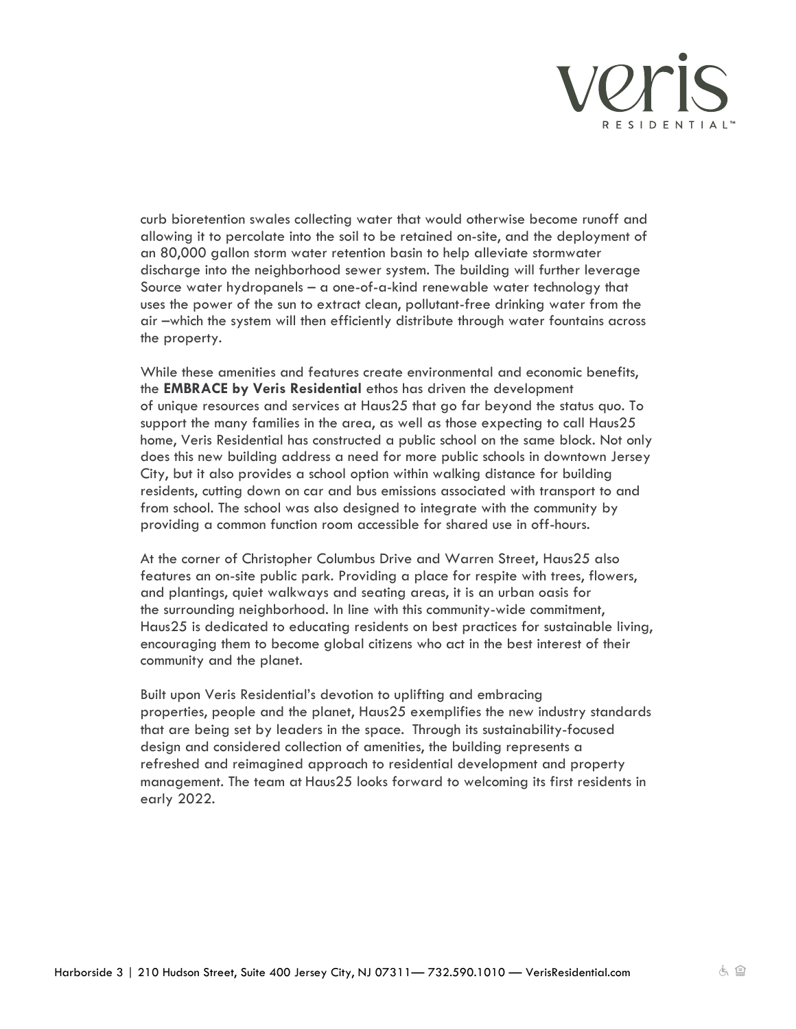curb bioretention swales collecting water that would otherwise become runoff and allowing it to percolate into the soil to be retained on-site, and the deployment of an 80,000 gallon storm water retention basin to help alleviate stormwater discharge into the neighborhood sewer system. The building will further leverage Source water hydropanels – a one-of-a-kind renewable water technology that uses the power of the sun to extract clean, pollutant-free drinking water from the air –which the system will then efficiently distribute through water fountains across the property.

While these amenities and features create environmental and economic benefits, the **EMBRACE by Veris Residential** ethos has driven the development of unique resources and services at Haus25 that go far beyond the status quo. To support the many families in the area, as well as those expecting to call Haus25 home, Veris Residential has constructed a public school on the same block. Not only does this new building address a need for more public schools in downtown Jersey City, but it also provides a school option within walking distance for building residents, cutting down on car and bus emissions associated with transport to and from school. The school was also designed to integrate with the community by providing a common function room accessible for shared use in off-hours.

At the corner of Christopher Columbus Drive and Warren Street, Haus25 also features an on-site public park. Providing a place for respite with trees, flowers, and plantings, quiet walkways and seating areas, it is an urban oasis for the surrounding neighborhood. In line with this community-wide commitment, Haus25 is dedicated to educating residents on best practices for sustainable living, encouraging them to become global citizens who act in the best interest of their community and the planet.

Built upon Veris Residential's devotion to uplifting and embracing properties, people and the planet, Haus25 exemplifies the new industry standards that are being set by leaders in the space. Through its sustainability-focused design and considered collection of amenities, the building represents a refreshed and reimagined approach to residential development and property management. The team at Haus25 looks forward to welcoming its first residents in early 2022.